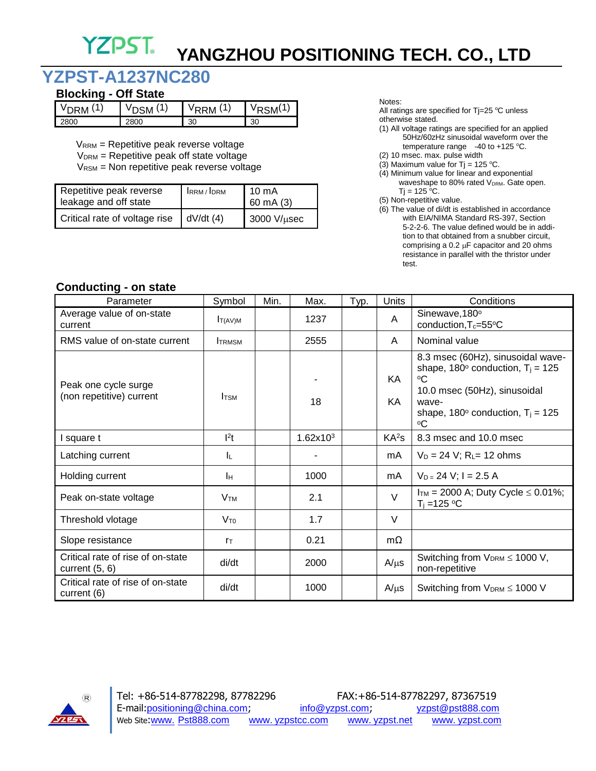# YANGZHOU POSITIONING TECH. CO., LTD

## YZPST-A1237NC280

### Blocking - Off State

| $V_{DRM}$ (1) | $V_{DSM}$ (1) | $V_{RRM}$ (1) | $V_{RSM}$(1) |
|---|---|---|---|
| 2800 | 2800 | 30 | 30 |

$V_{RRM}$ = Repetitive peak reverse voltage
$V_{DRM}$ = Repetitive peak off state voltage
$V_{RSM}$ = Non repetitive peak reverse voltage

| Repetitive peak reverse leakage and off state | $I_{RRM}$ / $I_{DRM}$ | 10 mA<br>60 mA (3) |
|---|---|---|
| Critical rate of voltage rise | dV/dt (4) | 3000 V/μsec |

Notes:
All ratings are specified for Tj=25 °C unless otherwise stated.
(1) All voltage ratings are specified for an applied 50Hz/60zHz sinusoidal waveform over the temperature range -40 to +125 °C.
(2) 10 msec. max. pulse width
(3) Maximum value for Tj = 125 °C.
(4) Minimum value for linear and exponential waveshape to 80% rated $V_{DRM}$. Gate open. Tj = 125 °C.
(5) Non-repetitive value.
(6) The value of di/dt is established in accordance with EIA/NIMA Standard RS-397, Section 5-2-2-6. The value defined would be in addition to that obtained from a snubber circuit, comprising a 0.2 μF capacitor and 20 ohms resistance in parallel with the thristor under test.

### Conducting - on state

| Parameter | Symbol | Min. | Max. | Typ. | Units | Conditions |
|---|---|---|---|---|---|---|
| Average value of on-state current | $I_{T(AV)M}$ | | 1237 | | A | Sinewave,180° conduction,$T_c$=55°C |
| RMS value of on-state current | $I_{TRMSM}$ | | 2555 | | A | Nominal value |
| Peak one cycle surge (non repetitive) current | $I_{TSM}$ | | -<br>18 | | KA<br>KA | 8.3 msec (60Hz), sinusoidal wave-shape, 180° conduction, $T_j$ = 125 °C<br>10.0 msec (50Hz), sinusoidal wave-shape, 180° conduction, $T_j$ = 125 °C |
| I square t | $I^2t$ | | $1.62x10^3$ | | $KA^2s$ | 8.3 msec and 10.0 msec |
| Latching current | $I_L$ | | - | | mA | $V_D$ = 24 V; $R_L$= 12 ohms |
| Holding current | $I_H$ | | 1000 | | mA | $V_D$ = 24 V; I = 2.5 A |
| Peak on-state voltage | $V_{TM}$ | | 2.1 | | V | $I_{TM}$ = 2000 A; Duty Cycle ≤ 0.01%; $T_j$ =125 °C |
| Threshold vlotage | $V_{T0}$ | | 1.7 | | V | |
| Slope resistance | $r_T$ | | 0.21 | | mΩ | |
| Critical rate of rise of on-state current (5, 6) | di/dt | | 2000 | | A/μs | Switching from $V_{DRM}$ ≤ 1000 V, non-repetitive |
| Critical rate of rise of on-state current (6) | di/dt | | 1000 | | A/μs | Switching from $V_{DRM}$ ≤ 1000 V |

Tel: +86-514-87782298, 87782296 FAX:+86-514-87782297, 87367519
E-mail:positioning@china.com; info@yzpst.com; yzpst@pst888.com
Web Site:www. Pst888.com www. yzpstcc.com www. yzpst.net www. yzpst.com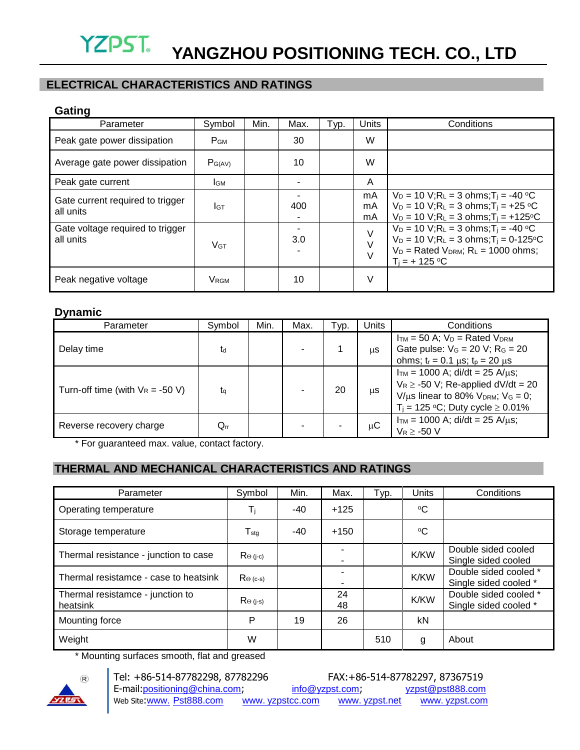## ELECTRICAL CHARACTERISTICS AND RATINGS

### Gating

| Parameter | Symbol | Min. | Max. | Typ. | Units | Conditions |
|---|---|---|---|---|---|---|
| Peak gate power dissipation | $P_{GM}$ | | 30 | | W | |
| Average gate power dissipation | $P_{G(AV)}$ | | 10 | | W | |
| Peak gate current | $I_{GM}$ | | - | | A | |
| Gate current required to trigger all units | $I_{GT}$ | | -<br>400<br>- | | mA<br>mA<br>mA | $V_D$ = 10 V;$R_L$ = 3 ohms;$T_j$ = -40 °C<br>$V_D$ = 10 V;$R_L$ = 3 ohms;$T_j$ = +25 °C<br>$V_D$ = 10 V;$R_L$ = 3 ohms;$T_j$ = +125°C |
| Gate voltage required to trigger all units | $V_{GT}$ | | -<br>3.0<br>- | | V<br>V<br>V | $V_D$ = 10 V;$R_L$ = 3 ohms;$T_j$ = -40 °C<br>$V_D$ = 10 V;$R_L$ = 3 ohms;$T_j$ = 0-125°C<br>$V_D$ = Rated $V_{DRM}$; $R_L$ = 1000 ohms; $T_j$ = + 125 °C |
| Peak negative voltage | $V_{RGM}$ | | 10 | | V | |

### Dynamic

| Parameter | Symbol | Min. | Max. | Typ. | Units | Conditions |
|---|---|---|---|---|---|---|
| Delay time | $t_d$ | | - | 1 | μs | $I_{TM}$ = 50 A; $V_D$ = Rated $V_{DRM}$<br>Gate pulse: $V_G$ = 20 V; $R_G$ = 20 ohms; $t_r$ = 0.1 μs; $t_p$ = 20 μs |
| Turn-off time (with $V_R$ = -50 V) | $t_q$ | | - | 20 | μs | $I_{TM}$ = 1000 A; di/dt = 25 A/μs; $V_R \geq$ -50 V; Re-applied dV/dt = 20 V/μs linear to 80% $V_{DRM}$; $V_G$ = 0; $T_j$ = 125 °C; Duty cycle ≥ 0.01% |
| Reverse recovery charge | $Q_{rr}$ | | - | - | μC | $I_{TM}$ = 1000 A; di/dt = 25 A/μs; $V_R \geq$ -50 V |

\* For guaranteed max. value, contact factory.

## THERMAL AND MECHANICAL CHARACTERISTICS AND RATINGS

| Parameter | Symbol | Min. | Max. | Typ. | Units | Conditions |
|---|---|---|---|---|---|---|
| Operating temperature | $T_j$ | -40 | +125 | | °C | |
| Storage temperature | $T_{stg}$ | -40 | +150 | | °C | |
| Thermal resistance - junction to case | $R_{\Theta (j-c)}$ | | -<br>- | | K/KW | Double sided cooled<br>Single sided cooled |
| Thermal resistamce - case to heatsink | $R_{\Theta (c-s)}$ | | -<br>- | | K/KW | Double sided cooled *<br>Single sided cooled * |
| Thermal resistamce - junction to heatsink | $R_{\Theta (j-s)}$ | | 24<br>48 | | K/KW | Double sided cooled *<br>Single sided cooled * |
| Mounting force | P | 19 | 26 | | kN | |
| Weight | W | | | 510 | g | About |

\* Mounting surfaces smooth, flat and greased

Tel: +86-514-87782298, 87782296　　FAX:+86-514-87782297, 87367519
E-mail:positioning@china.com; info@yzpst.com; yzpst@pst888.com
Web Site:www. Pst888.com　www. yzpstcc.com　www. yzpst.net　www. yzpst.com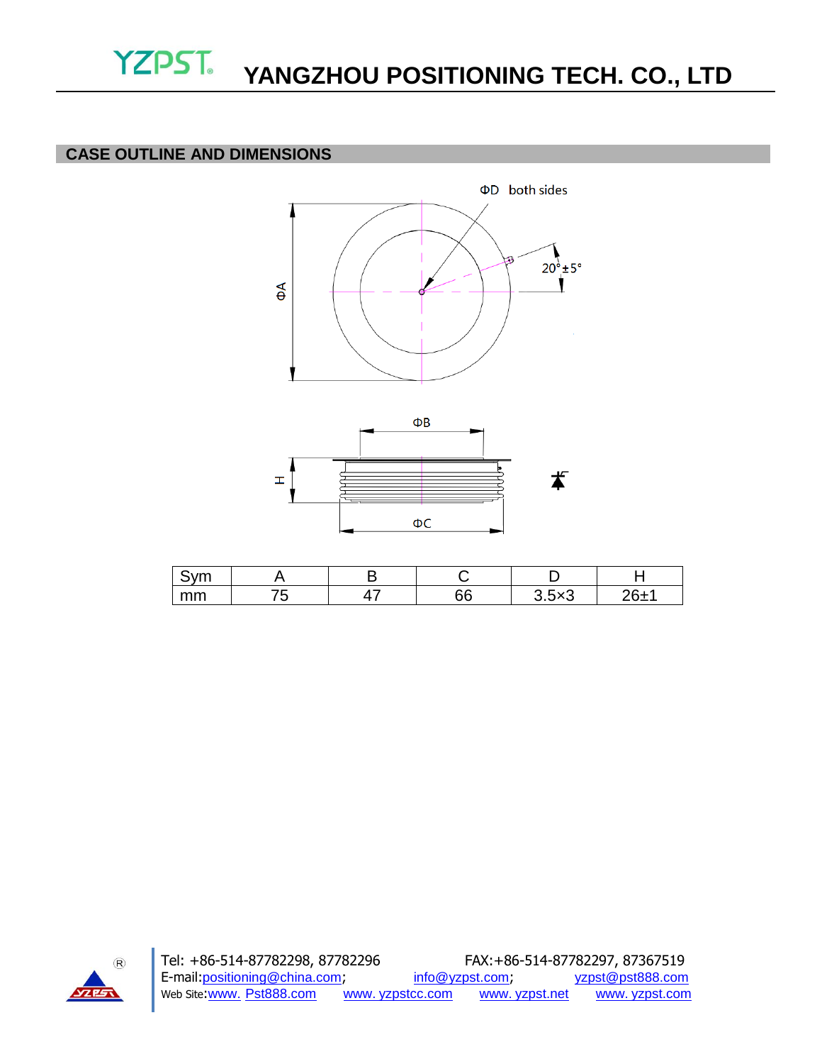## CASE OUTLINE AND DIMENSIONS

ΦD both sides

20°±5°

ΦA

ΦB

H

ΦC

| Sym | A | B | C | D | H |
|---|---|---|---|---|---|
| mm | 75 | 47 | 66 | 3.5×3 | 26±1 |